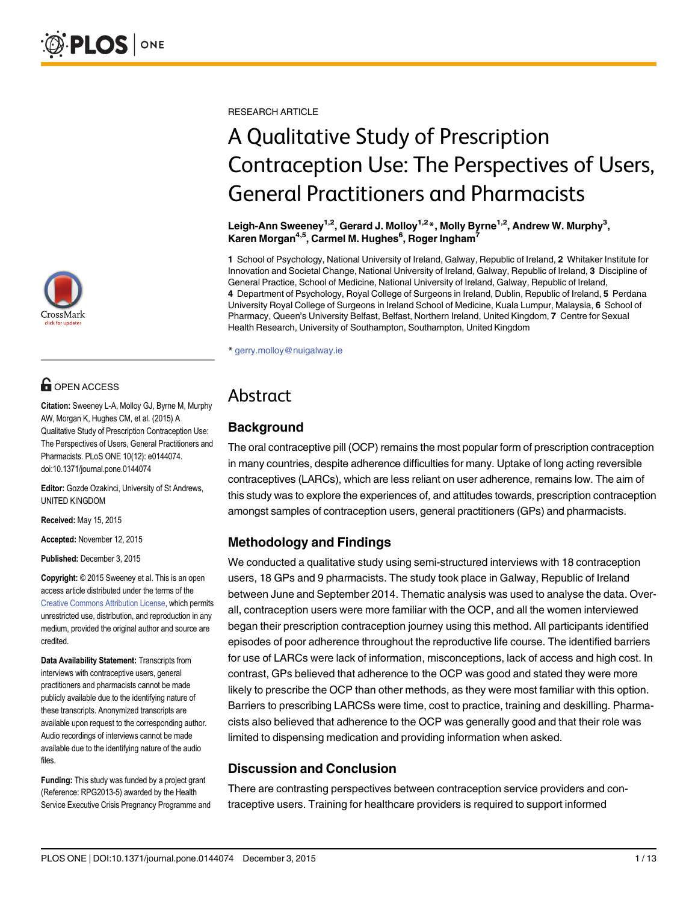RESEARCH ARTICLE

# A Qualitative Study of Prescription Contraception Use: The Perspectives of Users, General Practitioners and Pharmacists

**Leigh-Ann Sweeney[1,2], Gerard J. Molloy[1,2]*, Molly Byrne[1,2], Andrew W. Murphy[3], Karen Morgan[4,5], Carmel M. Hughes[6], Roger Ingham[7]**

**1** School of Psychology, National University of Ireland, Galway, Republic of Ireland, **2** Whitaker Institute for Innovation and Societal Change, National University of Ireland, Galway, Republic of Ireland, **3** Discipline of General Practice, School of Medicine, National University of Ireland, Galway, Republic of Ireland, **4** Department of Psychology, Royal College of Surgeons in Ireland, Dublin, Republic of Ireland, **5** Perdana University Royal College of Surgeons in Ireland School of Medicine, Kuala Lumpur, Malaysia, **6** School of Pharmacy, Queen's University Belfast, Belfast, Northern Ireland, United Kingdom, **7** Centre for Sexual Health Research, University of Southampton, Southampton, United Kingdom

* gerry.molloy@nuigalway.ie

OPEN ACCESS

**Citation:** Sweeney L-A, Molloy GJ, Byrne M, Murphy AW, Morgan K, Hughes CM, et al. (2015) A Qualitative Study of Prescription Contraception Use: The Perspectives of Users, General Practitioners and Pharmacists. PLoS ONE 10(12): e0144074. doi:10.1371/journal.pone.0144074

**Editor:** Gozde Ozakinci, University of St Andrews, UNITED KINGDOM

**Received:** May 15, 2015

**Accepted:** November 12, 2015

**Published:** December 3, 2015

**Copyright:** © 2015 Sweeney et al. This is an open access article distributed under the terms of the Creative Commons Attribution License, which permits unrestricted use, distribution, and reproduction in any medium, provided the original author and source are credited.

**Data Availability Statement:** Transcripts from interviews with contraceptive users, general practitioners and pharmacists cannot be made publicly available due to the identifying nature of these transcripts. Anonymized transcripts are available upon request to the corresponding author. Audio recordings of interviews cannot be made available due to the identifying nature of the audio files.

**Funding:** This study was funded by a project grant (Reference: RPG2013-5) awarded by the Health Service Executive Crisis Pregnancy Programme and

## Abstract

### Background

The oral contraceptive pill (OCP) remains the most popular form of prescription contraception in many countries, despite adherence difficulties for many. Uptake of long acting reversible contraceptives (LARCs), which are less reliant on user adherence, remains low. The aim of this study was to explore the experiences of, and attitudes towards, prescription contraception amongst samples of contraception users, general practitioners (GPs) and pharmacists.

### Methodology and Findings

We conducted a qualitative study using semi-structured interviews with 18 contraception users, 18 GPs and 9 pharmacists. The study took place in Galway, Republic of Ireland between June and September 2014. Thematic analysis was used to analyse the data. Overall, contraception users were more familiar with the OCP, and all the women interviewed began their prescription contraception journey using this method. All participants identified episodes of poor adherence throughout the reproductive life course. The identified barriers for use of LARCs were lack of information, misconceptions, lack of access and high cost. In contrast, GPs believed that adherence to the OCP was good and stated they were more likely to prescribe the OCP than other methods, as they were most familiar with this option. Barriers to prescribing LARCSs were time, cost to practice, training and deskilling. Pharmacists also believed that adherence to the OCP was generally good and that their role was limited to dispensing medication and providing information when asked.

### Discussion and Conclusion

There are contrasting perspectives between contraception service providers and contraceptive users. Training for healthcare providers is required to support informed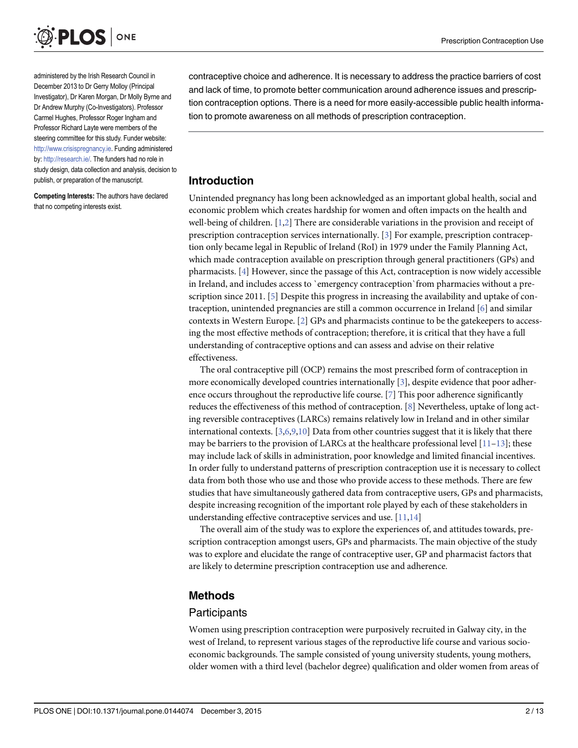administered by the Irish Research Council in December 2013 to Dr Gerry Molloy (Principal Investigator), Dr Karen Morgan, Dr Molly Byrne and Dr Andrew Murphy (Co-Investigators). Professor Carmel Hughes, Professor Roger Ingham and Professor Richard Layte were members of the steering committee for this study. Funder website: http://www.crisispregnancy.ie. Funding administered by: http://research.ie/. The funders had no role in study design, data collection and analysis, decision to publish, or preparation of the manuscript.

**Competing Interests:** The authors have declared that no competing interests exist.

contraceptive choice and adherence. It is necessary to address the practice barriers of cost and lack of time, to promote better communication around adherence issues and prescription contraception options. There is a need for more easily-accessible public health information to promote awareness on all methods of prescription contraception.

## Introduction

Unintended pregnancy has long been acknowledged as an important global health, social and economic problem which creates hardship for women and often impacts on the health and well-being of children. [1,2] There are considerable variations in the provision and receipt of prescription contraception services internationally. [3] For example, prescription contraception only became legal in Republic of Ireland (RoI) in 1979 under the Family Planning Act, which made contraception available on prescription through general practitioners (GPs) and pharmacists. [4] However, since the passage of this Act, contraception is now widely accessible in Ireland, and includes access to `emergency contraception`from pharmacies without a prescription since 2011. [5] Despite this progress in increasing the availability and uptake of contraception, unintended pregnancies are still a common occurrence in Ireland [6] and similar contexts in Western Europe. [2] GPs and pharmacists continue to be the gatekeepers to accessing the most effective methods of contraception; therefore, it is critical that they have a full understanding of contraceptive options and can assess and advise on their relative effectiveness.

The oral contraceptive pill (OCP) remains the most prescribed form of contraception in more economically developed countries internationally [3], despite evidence that poor adherence occurs throughout the reproductive life course. [7] This poor adherence significantly reduces the effectiveness of this method of contraception. [8] Nevertheless, uptake of long acting reversible contraceptives (LARCs) remains relatively low in Ireland and in other similar international contexts. [3,6,9,10] Data from other countries suggest that it is likely that there may be barriers to the provision of LARCs at the healthcare professional level [11–13]; these may include lack of skills in administration, poor knowledge and limited financial incentives. In order fully to understand patterns of prescription contraception use it is necessary to collect data from both those who use and those who provide access to these methods. There are few studies that have simultaneously gathered data from contraceptive users, GPs and pharmacists, despite increasing recognition of the important role played by each of these stakeholders in understanding effective contraceptive services and use. [11,14]

The overall aim of the study was to explore the experiences of, and attitudes towards, prescription contraception amongst users, GPs and pharmacists. The main objective of the study was to explore and elucidate the range of contraceptive user, GP and pharmacist factors that are likely to determine prescription contraception use and adherence.

## Methods

### Participants

Women using prescription contraception were purposively recruited in Galway city, in the west of Ireland, to represent various stages of the reproductive life course and various socio-economic backgrounds. The sample consisted of young university students, young mothers, older women with a third level (bachelor degree) qualification and older women from areas of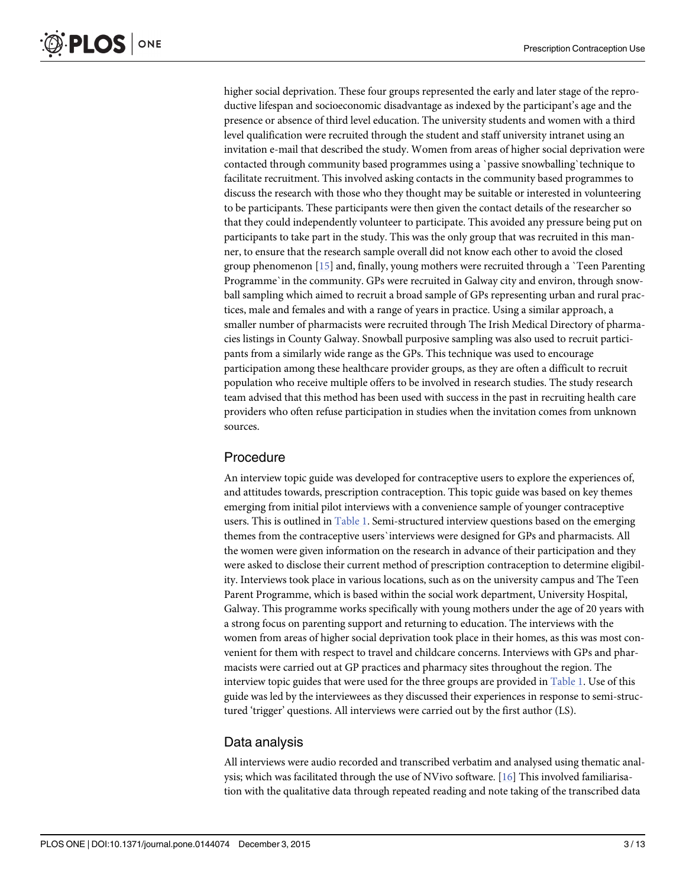higher social deprivation. These four groups represented the early and later stage of the reproductive lifespan and socioeconomic disadvantage as indexed by the participant's age and the presence or absence of third level education. The university students and women with a third level qualification were recruited through the student and staff university intranet using an invitation e-mail that described the study. Women from areas of higher social deprivation were contacted through community based programmes using a `passive snowballing` technique to facilitate recruitment. This involved asking contacts in the community based programmes to discuss the research with those who they thought may be suitable or interested in volunteering to be participants. These participants were then given the contact details of the researcher so that they could independently volunteer to participate. This avoided any pressure being put on participants to take part in the study. This was the only group that was recruited in this manner, to ensure that the research sample overall did not know each other to avoid the closed group phenomenon [15] and, finally, young mothers were recruited through a `Teen Parenting Programme` in the community. GPs were recruited in Galway city and environ, through snowball sampling which aimed to recruit a broad sample of GPs representing urban and rural practices, male and females and with a range of years in practice. Using a similar approach, a smaller number of pharmacists were recruited through The Irish Medical Directory of pharmacies listings in County Galway. Snowball purposive sampling was also used to recruit participants from a similarly wide range as the GPs. This technique was used to encourage participation among these healthcare provider groups, as they are often a difficult to recruit population who receive multiple offers to be involved in research studies. The study research team advised that this method has been used with success in the past in recruiting health care providers who often refuse participation in studies when the invitation comes from unknown sources.

## Procedure

An interview topic guide was developed for contraceptive users to explore the experiences of, and attitudes towards, prescription contraception. This topic guide was based on key themes emerging from initial pilot interviews with a convenience sample of younger contraceptive users. This is outlined in Table 1. Semi-structured interview questions based on the emerging themes from the contraceptive users` interviews were designed for GPs and pharmacists. All the women were given information on the research in advance of their participation and they were asked to disclose their current method of prescription contraception to determine eligibility. Interviews took place in various locations, such as on the university campus and The Teen Parent Programme, which is based within the social work department, University Hospital, Galway. This programme works specifically with young mothers under the age of 20 years with a strong focus on parenting support and returning to education. The interviews with the women from areas of higher social deprivation took place in their homes, as this was most convenient for them with respect to travel and childcare concerns. Interviews with GPs and pharmacists were carried out at GP practices and pharmacy sites throughout the region. The interview topic guides that were used for the three groups are provided in Table 1. Use of this guide was led by the interviewees as they discussed their experiences in response to semi-structured 'trigger' questions. All interviews were carried out by the first author (LS).

## Data analysis

All interviews were audio recorded and transcribed verbatim and analysed using thematic analysis; which was facilitated through the use of NVivo software. [16] This involved familiarisation with the qualitative data through repeated reading and note taking of the transcribed data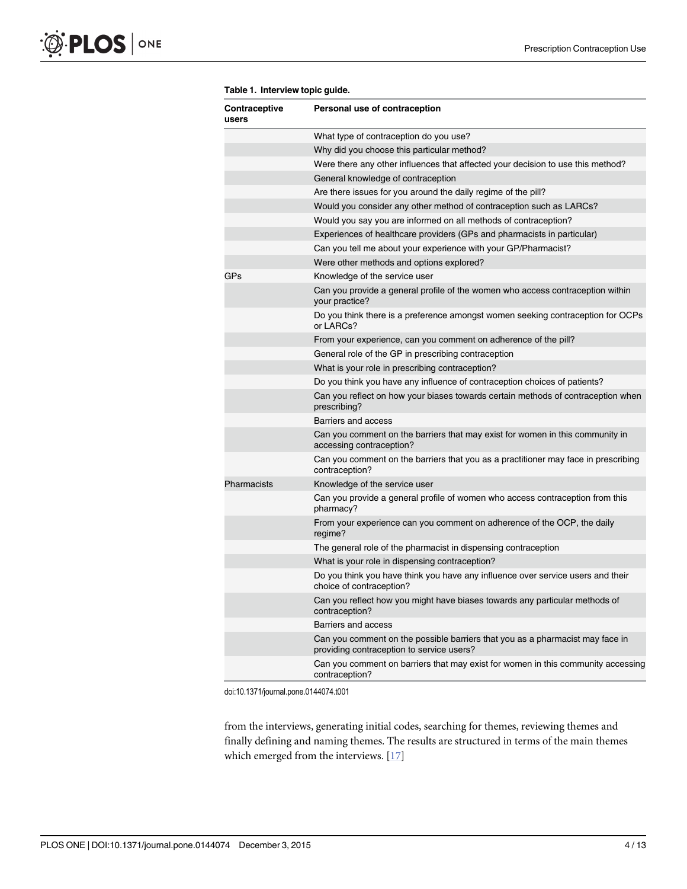**Table 1. Interview topic guide.**

| Contraceptive users | Personal use of contraception |
|---|---|
| | What type of contraception do you use? |
| | Why did you choose this particular method? |
| | Were there any other influences that affected your decision to use this method? |
| | General knowledge of contraception |
| | Are there issues for you around the daily regime of the pill? |
| | Would you consider any other method of contraception such as LARCs? |
| | Would you say you are informed on all methods of contraception? |
| | Experiences of healthcare providers (GPs and pharmacists in particular) |
| | Can you tell me about your experience with your GP/Pharmacist? |
| | Were other methods and options explored? |
| GPs | Knowledge of the service user |
| | Can you provide a general profile of the women who access contraception within your practice? |
| | Do you think there is a preference amongst women seeking contraception for OCPs or LARCs? |
| | From your experience, can you comment on adherence of the pill? |
| | General role of the GP in prescribing contraception |
| | What is your role in prescribing contraception? |
| | Do you think you have any influence of contraception choices of patients? |
| | Can you reflect on how your biases towards certain methods of contraception when prescribing? |
| | Barriers and access |
| | Can you comment on the barriers that may exist for women in this community in accessing contraception? |
| | Can you comment on the barriers that you as a practitioner may face in prescribing contraception? |
| Pharmacists | Knowledge of the service user |
| | Can you provide a general profile of women who access contraception from this pharmacy? |
| | From your experience can you comment on adherence of the OCP, the daily regime? |
| | The general role of the pharmacist in dispensing contraception |
| | What is your role in dispensing contraception? |
| | Do you think you have think you have any influence over service users and their choice of contraception? |
| | Can you reflect how you might have biases towards any particular methods of contraception? |
| | Barriers and access |
| | Can you comment on the possible barriers that you as a pharmacist may face in providing contraception to service users? |
| | Can you comment on barriers that may exist for women in this community accessing contraception? |

doi:10.1371/journal.pone.0144074.t001

from the interviews, generating initial codes, searching for themes, reviewing themes and finally defining and naming themes. The results are structured in terms of the main themes which emerged from the interviews. [17]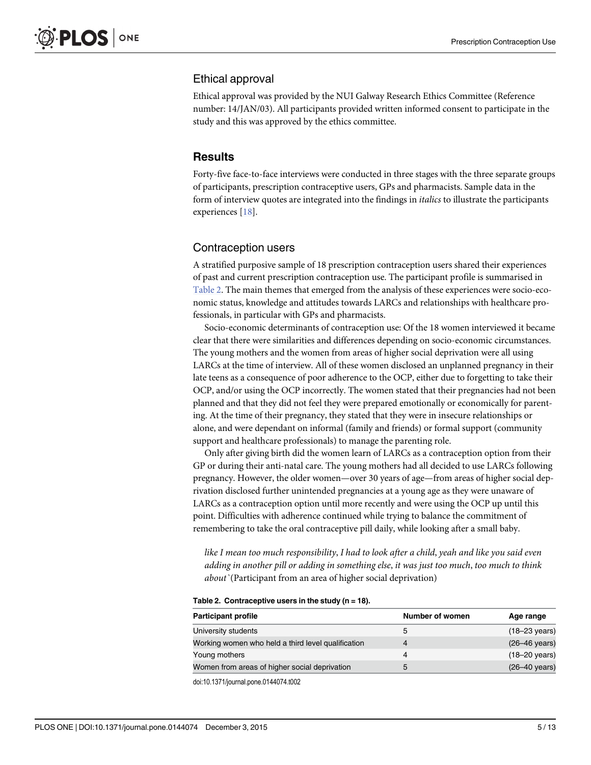## Ethical approval

Ethical approval was provided by the NUI Galway Research Ethics Committee (Reference number: 14/JAN/03). All participants provided written informed consent to participate in the study and this was approved by the ethics committee.

# Results

Forty-five face-to-face interviews were conducted in three stages with the three separate groups of participants, prescription contraceptive users, GPs and pharmacists. Sample data in the form of interview quotes are integrated into the findings in *italics* to illustrate the participants experiences [18].

## Contraception users

A stratified purposive sample of 18 prescription contraception users shared their experiences of past and current prescription contraception use. The participant profile is summarised in Table 2. The main themes that emerged from the analysis of these experiences were socio-economic status, knowledge and attitudes towards LARCs and relationships with healthcare professionals, in particular with GPs and pharmacists.

Socio-economic determinants of contraception use: Of the 18 women interviewed it became clear that there were similarities and differences depending on socio-economic circumstances. The young mothers and the women from areas of higher social deprivation were all using LARCs at the time of interview. All of these women disclosed an unplanned pregnancy in their late teens as a consequence of poor adherence to the OCP, either due to forgetting to take their OCP, and/or using the OCP incorrectly. The women stated that their pregnancies had not been planned and that they did not feel they were prepared emotionally or economically for parenting. At the time of their pregnancy, they stated that they were in insecure relationships or alone, and were dependant on informal (family and friends) or formal support (community support and healthcare professionals) to manage the parenting role.

Only after giving birth did the women learn of LARCs as a contraception option from their GP or during their anti-natal care. The young mothers had all decided to use LARCs following pregnancy. However, the older women—over 30 years of age—from areas of higher social deprivation disclosed further unintended pregnancies at a young age as they were unaware of LARCs as a contraception option until more recently and were using the OCP up until this point. Difficulties with adherence continued while trying to balance the commitment of remembering to take the oral contraceptive pill daily, while looking after a small baby.

> *like I mean too much responsibility, I had to look after a child, yeah and like you said even adding in another pill or adding in something else, it was just too much, too much to think about`*(Participant from an area of higher social deprivation)

**Table 2. Contraceptive users in the study (n = 18).**

| Participant profile | Number of women | Age range |
| --- | --- | --- |
| University students | 5 | (18–23 years) |
| Working women who held a third level qualification | 4 | (26–46 years) |
| Young mothers | 4 | (18–20 years) |
| Women from areas of higher social deprivation | 5 | (26–40 years) |

doi:10.1371/journal.pone.0144074.t002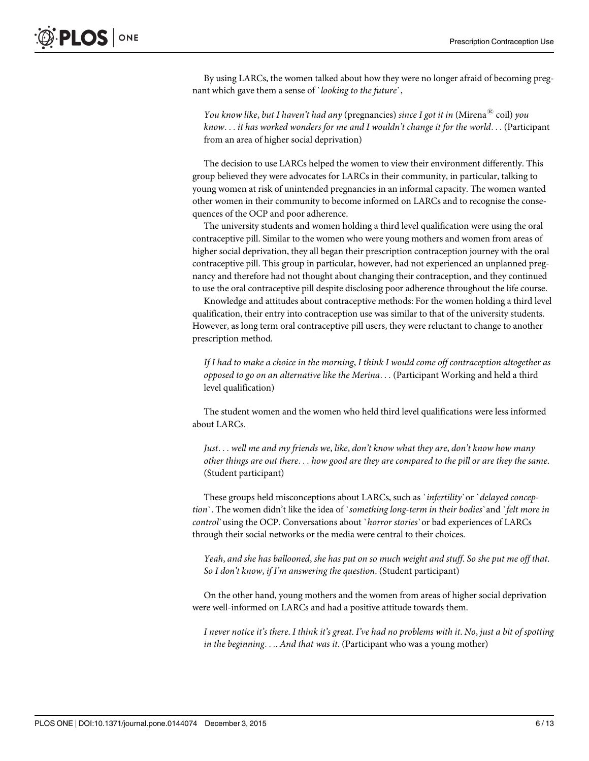By using LARCs, the women talked about how they were no longer afraid of becoming pregnant which gave them a sense of `*looking to the future*`,

> *You know like, but I haven't had any* (pregnancies) *since I got it in* (Mirena® coil) *you know... it has worked wonders for me and I wouldn't change it for the world...* (Participant from an area of higher social deprivation)

The decision to use LARCs helped the women to view their environment differently. This group believed they were advocates for LARCs in their community, in particular, talking to young women at risk of unintended pregnancies in an informal capacity. The women wanted other women in their community to become informed on LARCs and to recognise the consequences of the OCP and poor adherence.

The university students and women holding a third level qualification were using the oral contraceptive pill. Similar to the women who were young mothers and women from areas of higher social deprivation, they all began their prescription contraception journey with the oral contraceptive pill. This group in particular, however, had not experienced an unplanned pregnancy and therefore had not thought about changing their contraception, and they continued to use the oral contraceptive pill despite disclosing poor adherence throughout the life course.

Knowledge and attitudes about contraceptive methods: For the women holding a third level qualification, their entry into contraception use was similar to that of the university students. However, as long term oral contraceptive pill users, they were reluctant to change to another prescription method.

> *If I had to make a choice in the morning, I think I would come off contraception altogether as opposed to go on an alternative like the Merina...* (Participant Working and held a third level qualification)

The student women and the women who held third level qualifications were less informed about LARCs.

> *Just... well me and my friends we, like, don't know what they are, don't know how many other things are out there... how good are they are compared to the pill or are they the same.* (Student participant)

These groups held misconceptions about LARCs, such as `*infertility*` or `*delayed conception*`. The women didn't like the idea of `*something long-term in their bodies*` and `*felt more in control*` using the OCP. Conversations about `*horror stories*` or bad experiences of LARCs through their social networks or the media were central to their choices.

> *Yeah, and she has ballooned, she has put on so much weight and stuff. So she put me off that. So I don't know, if I'm answering the question.* (Student participant)

On the other hand, young mothers and the women from areas of higher social deprivation were well-informed on LARCs and had a positive attitude towards them.

> *I never notice it's there. I think it's great. I've had no problems with it. No, just a bit of spotting in the beginning.... And that was it.* (Participant who was a young mother)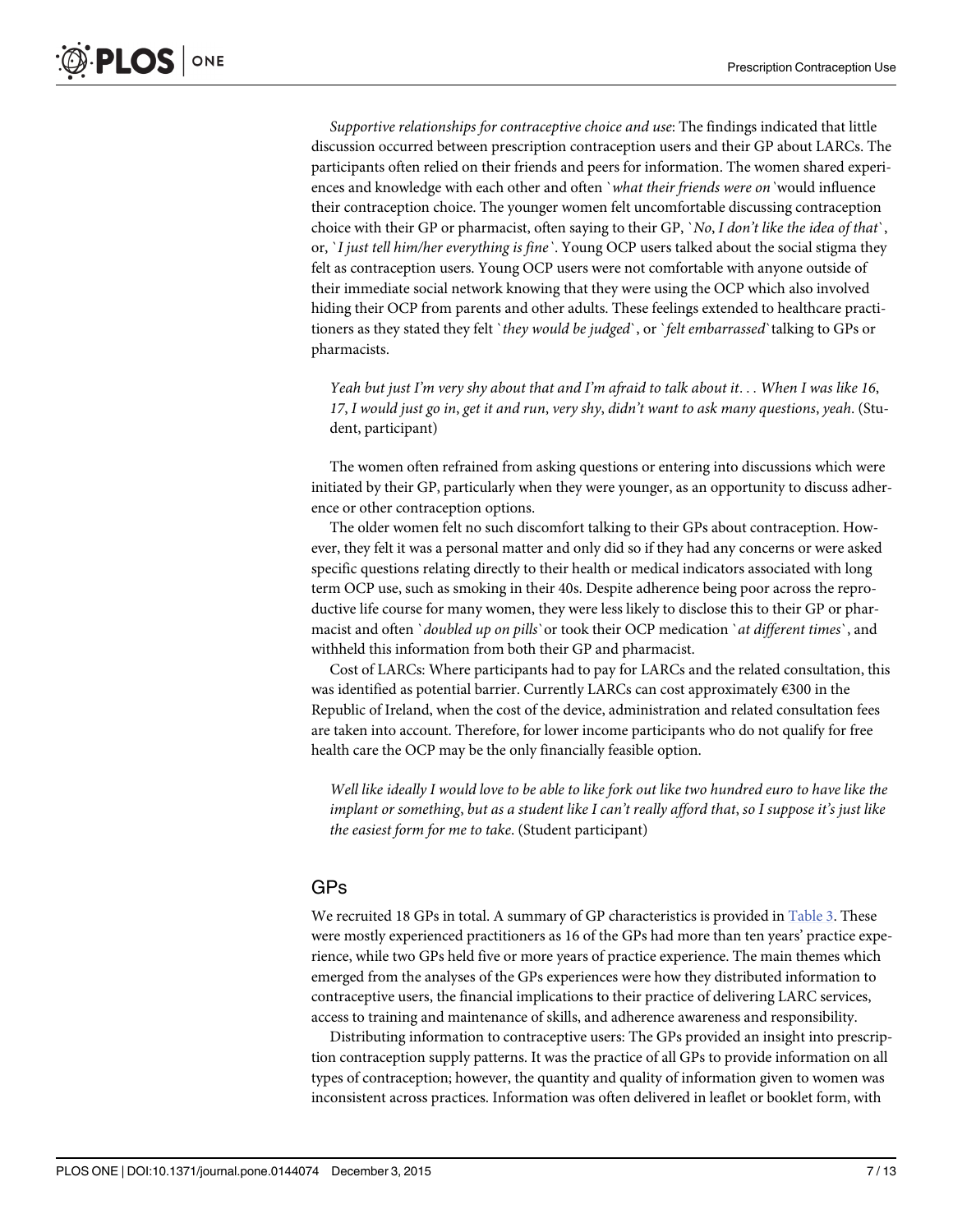*Supportive relationships for contraceptive choice and use*: The findings indicated that little discussion occurred between prescription contraception users and their GP about LARCs. The participants often relied on their friends and peers for information. The women shared experiences and knowledge with each other and often `*what their friends were on*`would influence their contraception choice. The younger women felt uncomfortable discussing contraception choice with their GP or pharmacist, often saying to their GP, `*No, I don't like the idea of that*`, or, `*I just tell him/her everything is fine*`. Young OCP users talked about the social stigma they felt as contraception users. Young OCP users were not comfortable with anyone outside of their immediate social network knowing that they were using the OCP which also involved hiding their OCP from parents and other adults. These feelings extended to healthcare practitioners as they stated they felt `*they would be judged*`, or `*felt embarrassed*`talking to GPs or pharmacists.

> *Yeah but just I'm very shy about that and I'm afraid to talk about it. . . When I was like 16, 17, I would just go in, get it and run, very shy, didn't want to ask many questions, yeah.* (Student, participant)

The women often refrained from asking questions or entering into discussions which were initiated by their GP, particularly when they were younger, as an opportunity to discuss adherence or other contraception options.

The older women felt no such discomfort talking to their GPs about contraception. However, they felt it was a personal matter and only did so if they had any concerns or were asked specific questions relating directly to their health or medical indicators associated with long term OCP use, such as smoking in their 40s. Despite adherence being poor across the reproductive life course for many women, they were less likely to disclose this to their GP or pharmacist and often `*doubled up on pills*`or took their OCP medication `*at different times*`, and withheld this information from both their GP and pharmacist.

Cost of LARCs: Where participants had to pay for LARCs and the related consultation, this was identified as potential barrier. Currently LARCs can cost approximately €300 in the Republic of Ireland, when the cost of the device, administration and related consultation fees are taken into account. Therefore, for lower income participants who do not qualify for free health care the OCP may be the only financially feasible option.

> *Well like ideally I would love to be able to like fork out like two hundred euro to have like the implant or something, but as a student like I can't really afford that, so I suppose it's just like the easiest form for me to take.* (Student participant)

## GPs

We recruited 18 GPs in total. A summary of GP characteristics is provided in Table 3. These were mostly experienced practitioners as 16 of the GPs had more than ten years' practice experience, while two GPs held five or more years of practice experience. The main themes which emerged from the analyses of the GPs experiences were how they distributed information to contraceptive users, the financial implications to their practice of delivering LARC services, access to training and maintenance of skills, and adherence awareness and responsibility.

Distributing information to contraceptive users: The GPs provided an insight into prescription contraception supply patterns. It was the practice of all GPs to provide information on all types of contraception; however, the quantity and quality of information given to women was inconsistent across practices. Information was often delivered in leaflet or booklet form, with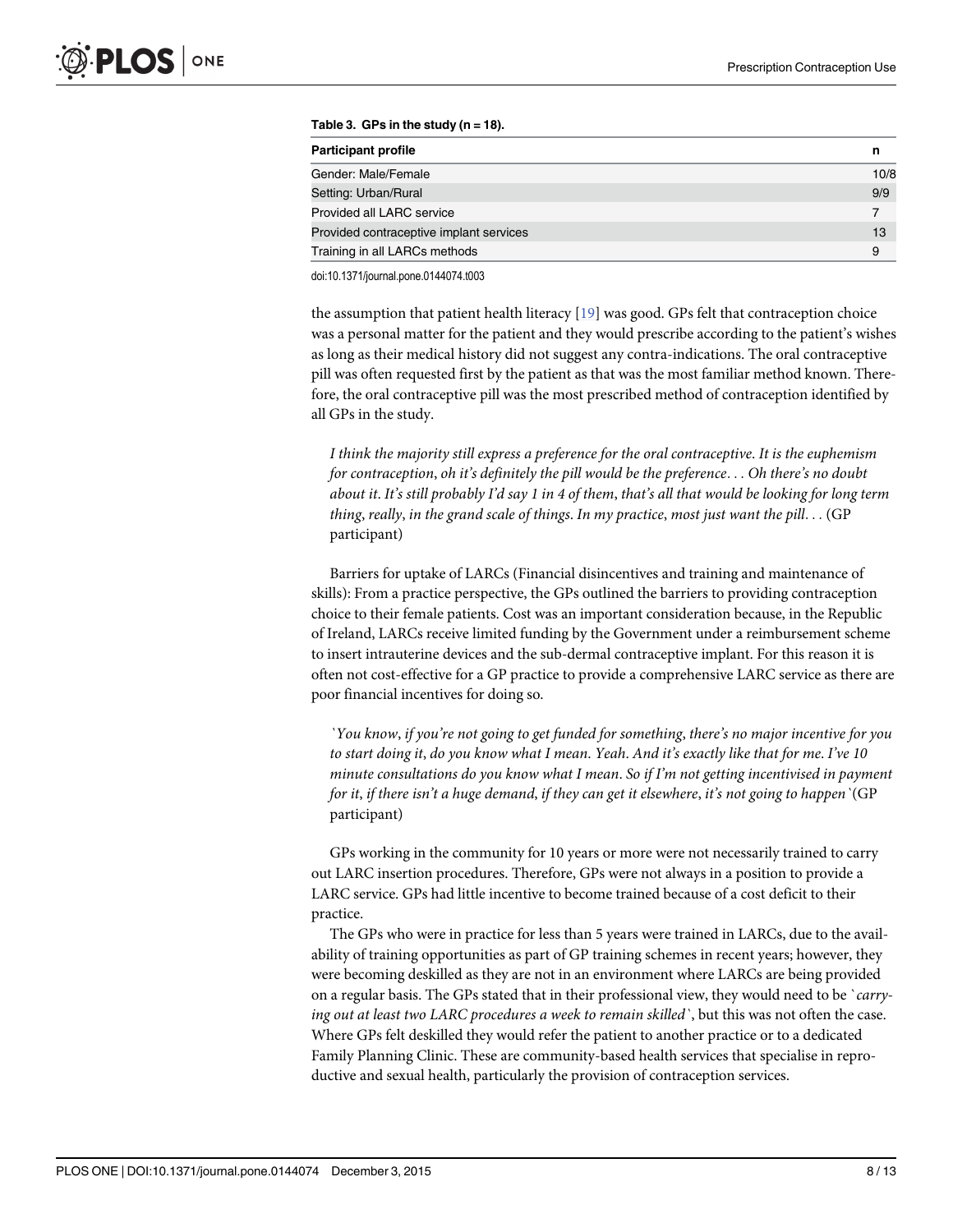**Table 3. GPs in the study (n = 18).**

| Participant profile | n |
|---|---|
| Gender: Male/Female | 10/8 |
| Setting: Urban/Rural | 9/9 |
| Provided all LARC service | 7 |
| Provided contraceptive implant services | 13 |
| Training in all LARCs methods | 9 |

doi:10.1371/journal.pone.0144074.t003

the assumption that patient health literacy [19] was good. GPs felt that contraception choice was a personal matter for the patient and they would prescribe according to the patient's wishes as long as their medical history did not suggest any contra-indications. The oral contraceptive pill was often requested first by the patient as that was the most familiar method known. Therefore, the oral contraceptive pill was the most prescribed method of contraception identified by all GPs in the study.

> *I think the majority still express a preference for the oral contraceptive. It is the euphemism for contraception, oh it's definitely the pill would be the preference. . . Oh there's no doubt about it. It's still probably I'd say 1 in 4 of them, that's all that would be looking for long term thing, really, in the grand scale of things. In my practice, most just want the pill. . .* (GP participant)

Barriers for uptake of LARCs (Financial disincentives and training and maintenance of skills): From a practice perspective, the GPs outlined the barriers to providing contraception choice to their female patients. Cost was an important consideration because, in the Republic of Ireland, LARCs receive limited funding by the Government under a reimbursement scheme to insert intrauterine devices and the sub-dermal contraceptive implant. For this reason it is often not cost-effective for a GP practice to provide a comprehensive LARC service as there are poor financial incentives for doing so.

> *`You know, if you're not going to get funded for something, there's no major incentive for you to start doing it, do you know what I mean. Yeah. And it's exactly like that for me. I've 10 minute consultations do you know what I mean. So if I'm not getting incentivised in payment for it, if there isn't a huge demand, if they can get it elsewhere, it's not going to happen`*(GP participant)

GPs working in the community for 10 years or more were not necessarily trained to carry out LARC insertion procedures. Therefore, GPs were not always in a position to provide a LARC service. GPs had little incentive to become trained because of a cost deficit to their practice.

The GPs who were in practice for less than 5 years were trained in LARCs, due to the availability of training opportunities as part of GP training schemes in recent years; however, they were becoming deskilled as they are not in an environment where LARCs are being provided on a regular basis. The GPs stated that in their professional view, they would need to be *`carrying out at least two LARC procedures a week to remain skilled`*, but this was not often the case. Where GPs felt deskilled they would refer the patient to another practice or to a dedicated Family Planning Clinic. These are community-based health services that specialise in reproductive and sexual health, particularly the provision of contraception services.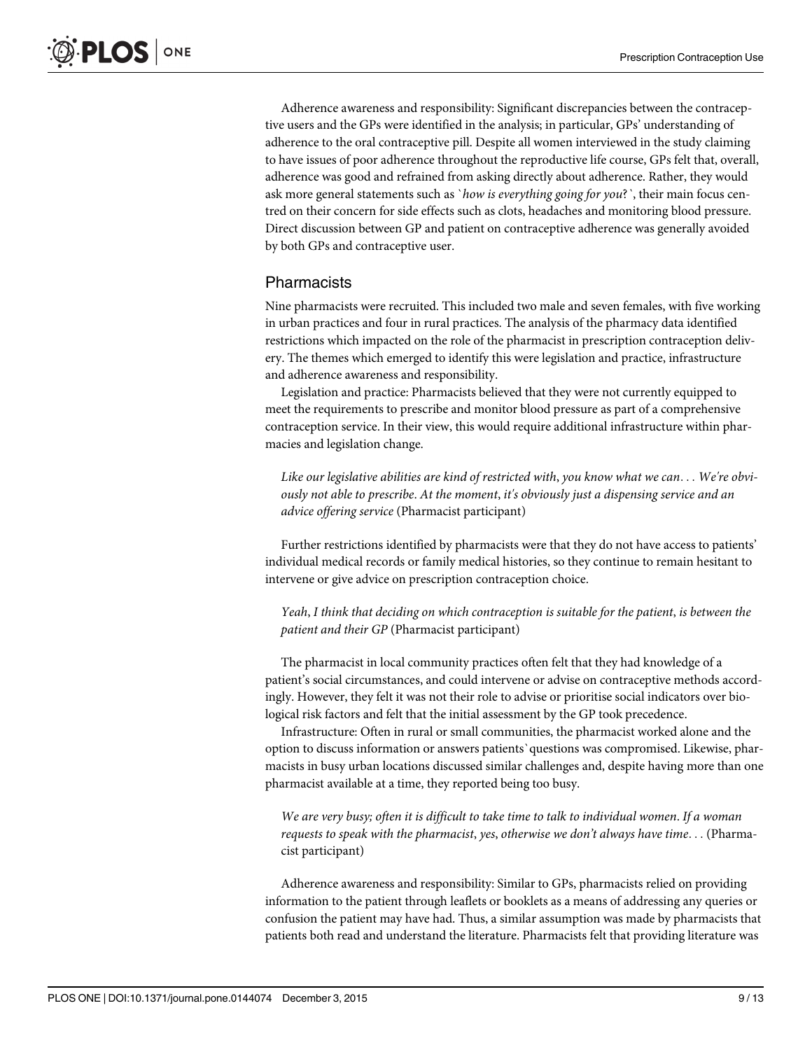Adherence awareness and responsibility: Significant discrepancies between the contraceptive users and the GPs were identified in the analysis; in particular, GPs' understanding of adherence to the oral contraceptive pill. Despite all women interviewed in the study claiming to have issues of poor adherence throughout the reproductive life course, GPs felt that, overall, adherence was good and refrained from asking directly about adherence. Rather, they would ask more general statements such as `*how is everything going for you*?`, their main focus centred on their concern for side effects such as clots, headaches and monitoring blood pressure. Direct discussion between GP and patient on contraceptive adherence was generally avoided by both GPs and contraceptive user.

## Pharmacists

Nine pharmacists were recruited. This included two male and seven females, with five working in urban practices and four in rural practices. The analysis of the pharmacy data identified restrictions which impacted on the role of the pharmacist in prescription contraception delivery. The themes which emerged to identify this were legislation and practice, infrastructure and adherence awareness and responsibility.

Legislation and practice: Pharmacists believed that they were not currently equipped to meet the requirements to prescribe and monitor blood pressure as part of a comprehensive contraception service. In their view, this would require additional infrastructure within pharmacies and legislation change.

> *Like our legislative abilities are kind of restricted with, you know what we can... We're obviously not able to prescribe. At the moment, it's obviously just a dispensing service and an advice offering service* (Pharmacist participant)

Further restrictions identified by pharmacists were that they do not have access to patients' individual medical records or family medical histories, so they continue to remain hesitant to intervene or give advice on prescription contraception choice.

> *Yeah, I think that deciding on which contraception is suitable for the patient, is between the patient and their GP* (Pharmacist participant)

The pharmacist in local community practices often felt that they had knowledge of a patient's social circumstances, and could intervene or advise on contraceptive methods accordingly. However, they felt it was not their role to advise or prioritise social indicators over biological risk factors and felt that the initial assessment by the GP took precedence.

Infrastructure: Often in rural or small communities, the pharmacist worked alone and the option to discuss information or answers patients`questions was compromised. Likewise, pharmacists in busy urban locations discussed similar challenges and, despite having more than one pharmacist available at a time, they reported being too busy.

> *We are very busy; often it is difficult to take time to talk to individual women. If a woman requests to speak with the pharmacist, yes, otherwise we don't always have time...* (Pharmacist participant)

Adherence awareness and responsibility: Similar to GPs, pharmacists relied on providing information to the patient through leaflets or booklets as a means of addressing any queries or confusion the patient may have had. Thus, a similar assumption was made by pharmacists that patients both read and understand the literature. Pharmacists felt that providing literature was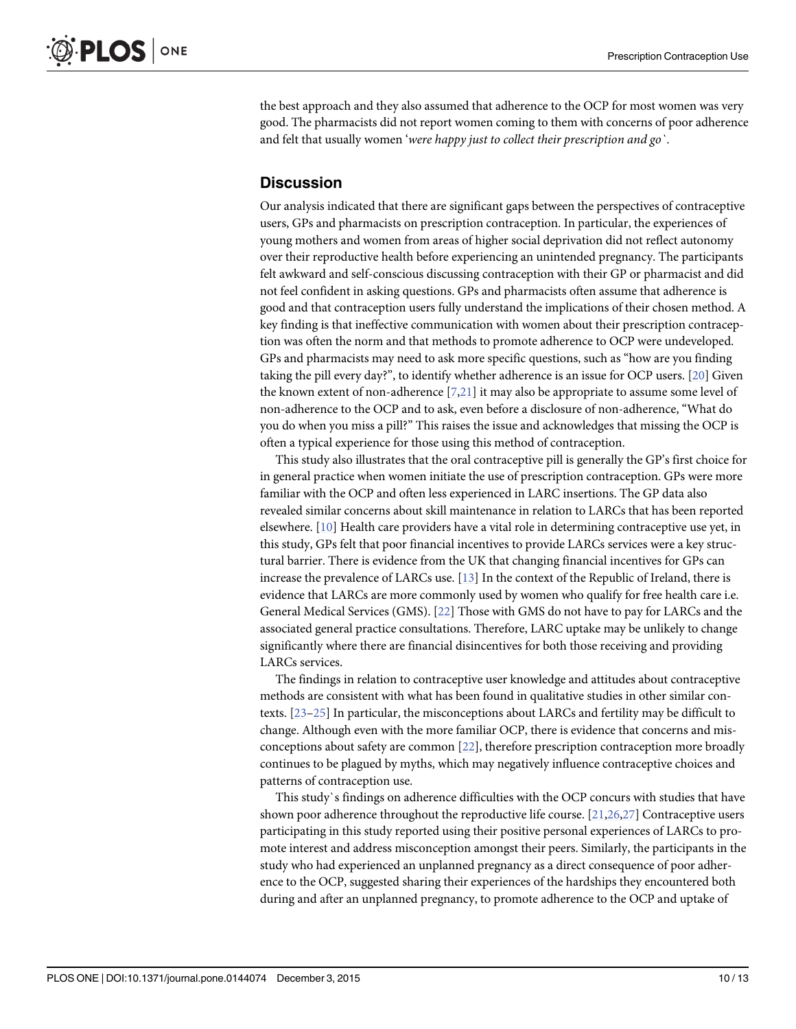the best approach and they also assumed that adherence to the OCP for most women was very good. The pharmacists did not report women coming to them with concerns of poor adherence and felt that usually women '*were happy just to collect their prescription and go*`.

## Discussion

Our analysis indicated that there are significant gaps between the perspectives of contraceptive users, GPs and pharmacists on prescription contraception. In particular, the experiences of young mothers and women from areas of higher social deprivation did not reflect autonomy over their reproductive health before experiencing an unintended pregnancy. The participants felt awkward and self-conscious discussing contraception with their GP or pharmacist and did not feel confident in asking questions. GPs and pharmacists often assume that adherence is good and that contraception users fully understand the implications of their chosen method. A key finding is that ineffective communication with women about their prescription contraception was often the norm and that methods to promote adherence to OCP were undeveloped. GPs and pharmacists may need to ask more specific questions, such as "how are you finding taking the pill every day?", to identify whether adherence is an issue for OCP users. [20] Given the known extent of non-adherence [7,21] it may also be appropriate to assume some level of non-adherence to the OCP and to ask, even before a disclosure of non-adherence, "What do you do when you miss a pill?" This raises the issue and acknowledges that missing the OCP is often a typical experience for those using this method of contraception.

This study also illustrates that the oral contraceptive pill is generally the GP's first choice for in general practice when women initiate the use of prescription contraception. GPs were more familiar with the OCP and often less experienced in LARC insertions. The GP data also revealed similar concerns about skill maintenance in relation to LARCs that has been reported elsewhere. [10] Health care providers have a vital role in determining contraceptive use yet, in this study, GPs felt that poor financial incentives to provide LARCs services were a key structural barrier. There is evidence from the UK that changing financial incentives for GPs can increase the prevalence of LARCs use. [13] In the context of the Republic of Ireland, there is evidence that LARCs are more commonly used by women who qualify for free health care i.e. General Medical Services (GMS). [22] Those with GMS do not have to pay for LARCs and the associated general practice consultations. Therefore, LARC uptake may be unlikely to change significantly where there are financial disincentives for both those receiving and providing LARCs services.

The findings in relation to contraceptive user knowledge and attitudes about contraceptive methods are consistent with what has been found in qualitative studies in other similar contexts. [23–25] In particular, the misconceptions about LARCs and fertility may be difficult to change. Although even with the more familiar OCP, there is evidence that concerns and misconceptions about safety are common [22], therefore prescription contraception more broadly continues to be plagued by myths, which may negatively influence contraceptive choices and patterns of contraception use.

This study`s findings on adherence difficulties with the OCP concurs with studies that have shown poor adherence throughout the reproductive life course. [21,26,27] Contraceptive users participating in this study reported using their positive personal experiences of LARCs to promote interest and address misconception amongst their peers. Similarly, the participants in the study who had experienced an unplanned pregnancy as a direct consequence of poor adherence to the OCP, suggested sharing their experiences of the hardships they encountered both during and after an unplanned pregnancy, to promote adherence to the OCP and uptake of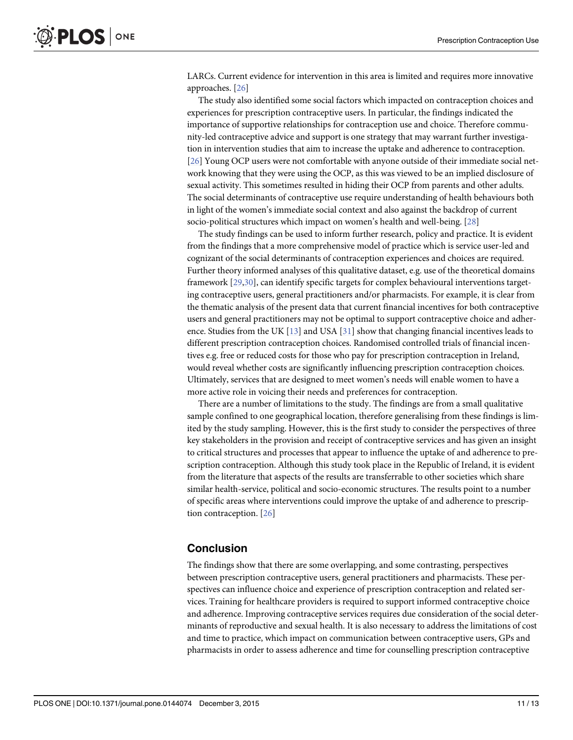LARCs. Current evidence for intervention in this area is limited and requires more innovative approaches. [26]

The study also identified some social factors which impacted on contraception choices and experiences for prescription contraceptive users. In particular, the findings indicated the importance of supportive relationships for contraception use and choice. Therefore community-led contraceptive advice and support is one strategy that may warrant further investigation in intervention studies that aim to increase the uptake and adherence to contraception. [26] Young OCP users were not comfortable with anyone outside of their immediate social network knowing that they were using the OCP, as this was viewed to be an implied disclosure of sexual activity. This sometimes resulted in hiding their OCP from parents and other adults. The social determinants of contraceptive use require understanding of health behaviours both in light of the women's immediate social context and also against the backdrop of current socio-political structures which impact on women's health and well-being. [28]

The study findings can be used to inform further research, policy and practice. It is evident from the findings that a more comprehensive model of practice which is service user-led and cognizant of the social determinants of contraception experiences and choices are required. Further theory informed analyses of this qualitative dataset, e.g. use of the theoretical domains framework [29,30], can identify specific targets for complex behavioural interventions targeting contraceptive users, general practitioners and/or pharmacists. For example, it is clear from the thematic analysis of the present data that current financial incentives for both contraceptive users and general practitioners may not be optimal to support contraceptive choice and adherence. Studies from the UK [13] and USA [31] show that changing financial incentives leads to different prescription contraception choices. Randomised controlled trials of financial incentives e.g. free or reduced costs for those who pay for prescription contraception in Ireland, would reveal whether costs are significantly influencing prescription contraception choices. Ultimately, services that are designed to meet women's needs will enable women to have a more active role in voicing their needs and preferences for contraception.

There are a number of limitations to the study. The findings are from a small qualitative sample confined to one geographical location, therefore generalising from these findings is limited by the study sampling. However, this is the first study to consider the perspectives of three key stakeholders in the provision and receipt of contraceptive services and has given an insight to critical structures and processes that appear to influence the uptake of and adherence to prescription contraception. Although this study took place in the Republic of Ireland, it is evident from the literature that aspects of the results are transferrable to other societies which share similar health-service, political and socio-economic structures. The results point to a number of specific areas where interventions could improve the uptake of and adherence to prescription contraception. [26]

## Conclusion

The findings show that there are some overlapping, and some contrasting, perspectives between prescription contraceptive users, general practitioners and pharmacists. These perspectives can influence choice and experience of prescription contraception and related services. Training for healthcare providers is required to support informed contraceptive choice and adherence. Improving contraceptive services requires due consideration of the social determinants of reproductive and sexual health. It is also necessary to address the limitations of cost and time to practice, which impact on communication between contraceptive users, GPs and pharmacists in order to assess adherence and time for counselling prescription contraceptive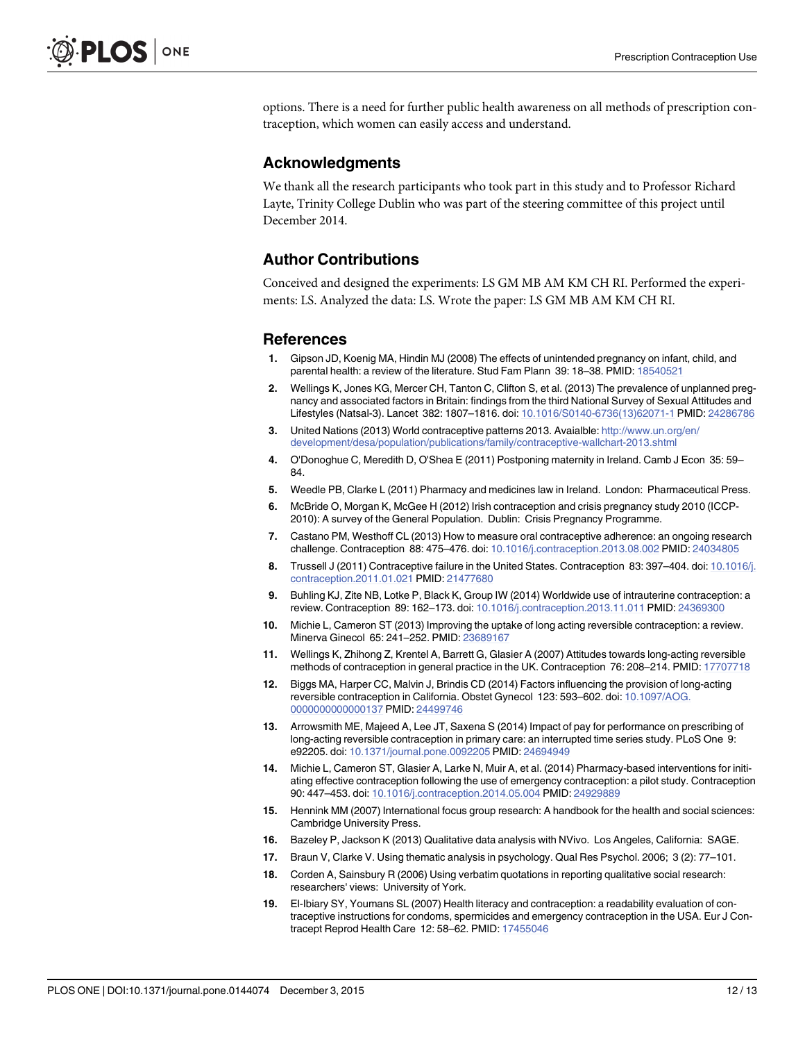options. There is a need for further public health awareness on all methods of prescription contraception, which women can easily access and understand.

## Acknowledgments

We thank all the research participants who took part in this study and to Professor Richard Layte, Trinity College Dublin who was part of the steering committee of this project until December 2014.

## Author Contributions

Conceived and designed the experiments: LS GM MB AM KM CH RI. Performed the experiments: LS. Analyzed the data: LS. Wrote the paper: LS GM MB AM KM CH RI.

## References

1. Gipson JD, Koenig MA, Hindin MJ (2008) The effects of unintended pregnancy on infant, child, and parental health: a review of the literature. Stud Fam Plann 39: 18–38. PMID: 18540521
2. Wellings K, Jones KG, Mercer CH, Tanton C, Clifton S, et al. (2013) The prevalence of unplanned pregnancy and associated factors in Britain: findings from the third National Survey of Sexual Attitudes and Lifestyles (Natsal-3). Lancet 382: 1807–1816. doi: 10.1016/S0140-6736(13)62071-1 PMID: 24286786
3. United Nations (2013) World contraceptive patterns 2013. Avaialble: http://www.un.org/en/development/desa/population/publications/family/contraceptive-wallchart-2013.shtml
4. O'Donoghue C, Meredith D, O'Shea E (2011) Postponing maternity in Ireland. Camb J Econ 35: 59–84.
5. Weedle PB, Clarke L (2011) Pharmacy and medicines law in Ireland. London: Pharmaceutical Press.
6. McBride O, Morgan K, McGee H (2012) Irish contraception and crisis pregnancy study 2010 (ICCP-2010): A survey of the General Population. Dublin: Crisis Pregnancy Programme.
7. Castano PM, Westhoff CL (2013) How to measure oral contraceptive adherence: an ongoing research challenge. Contraception 88: 475–476. doi: 10.1016/j.contraception.2013.08.002 PMID: 24034805
8. Trussell J (2011) Contraceptive failure in the United States. Contraception 83: 397–404. doi: 10.1016/j.contraception.2011.01.021 PMID: 21477680
9. Buhling KJ, Zite NB, Lotke P, Black K, Group IW (2014) Worldwide use of intrauterine contraception: a review. Contraception 89: 162–173. doi: 10.1016/j.contraception.2013.11.011 PMID: 24369300
10. Michie L, Cameron ST (2013) Improving the uptake of long acting reversible contraception: a review. Minerva Ginecol 65: 241–252. PMID: 23689167
11. Wellings K, Zhihong Z, Krentel A, Barrett G, Glasier A (2007) Attitudes towards long-acting reversible methods of contraception in general practice in the UK. Contraception 76: 208–214. PMID: 17707718
12. Biggs MA, Harper CC, Malvin J, Brindis CD (2014) Factors influencing the provision of long-acting reversible contraception in California. Obstet Gynecol 123: 593–602. doi: 10.1097/AOG.0000000000000137 PMID: 24499746
13. Arrowsmith ME, Majeed A, Lee JT, Saxena S (2014) Impact of pay for performance on prescribing of long-acting reversible contraception in primary care: an interrupted time series study. PLoS One 9: e92205. doi: 10.1371/journal.pone.0092205 PMID: 24694949
14. Michie L, Cameron ST, Glasier A, Larke N, Muir A, et al. (2014) Pharmacy-based interventions for initiating effective contraception following the use of emergency contraception: a pilot study. Contraception 90: 447–453. doi: 10.1016/j.contraception.2014.05.004 PMID: 24929889
15. Hennink MM (2007) International focus group research: A handbook for the health and social sciences: Cambridge University Press.
16. Bazeley P, Jackson K (2013) Qualitative data analysis with NVivo. Los Angeles, California: SAGE.
17. Braun V, Clarke V. Using thematic analysis in psychology. Qual Res Psychol. 2006; 3 (2): 77–101.
18. Corden A, Sainsbury R (2006) Using verbatim quotations in reporting qualitative social research: researchers' views: University of York.
19. El-Ibiary SY, Youmans SL (2007) Health literacy and contraception: a readability evaluation of contraceptive instructions for condoms, spermicides and emergency contraception in the USA. Eur J Contracept Reprod Health Care 12: 58–62. PMID: 17455046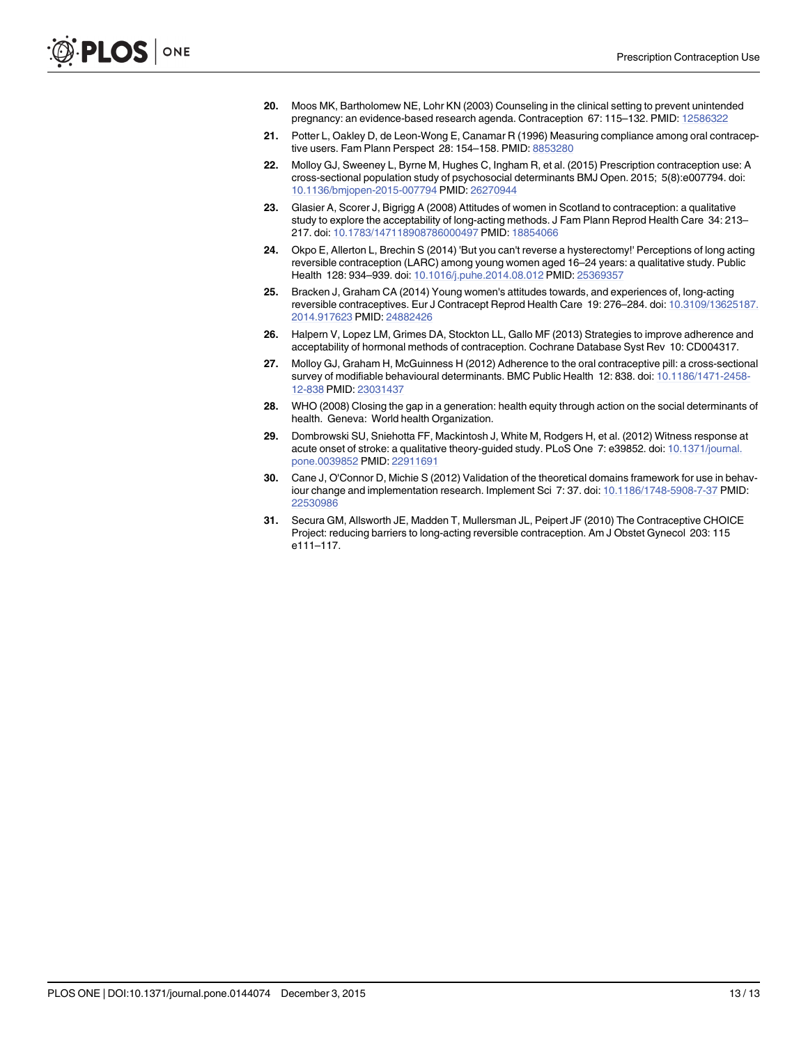20. Moos MK, Bartholomew NE, Lohr KN (2003) Counseling in the clinical setting to prevent unintended pregnancy: an evidence-based research agenda. Contraception 67: 115–132. PMID: 12586322

21. Potter L, Oakley D, de Leon-Wong E, Canamar R (1996) Measuring compliance among oral contraceptive users. Fam Plann Perspect 28: 154–158. PMID: 8853280

22. Molloy GJ, Sweeney L, Byrne M, Hughes C, Ingham R, et al. (2015) Prescription contraception use: A cross-sectional population study of psychosocial determinants BMJ Open. 2015; 5(8):e007794. doi: 10.1136/bmjopen-2015-007794 PMID: 26270944

23. Glasier A, Scorer J, Bigrigg A (2008) Attitudes of women in Scotland to contraception: a qualitative study to explore the acceptability of long-acting methods. J Fam Plann Reprod Health Care 34: 213–217. doi: 10.1783/147118908786000497 PMID: 18854066

24. Okpo E, Allerton L, Brechin S (2014) 'But you can't reverse a hysterectomy!' Perceptions of long acting reversible contraception (LARC) among young women aged 16–24 years: a qualitative study. Public Health 128: 934–939. doi: 10.1016/j.puhe.2014.08.012 PMID: 25369357

25. Bracken J, Graham CA (2014) Young women's attitudes towards, and experiences of, long-acting reversible contraceptives. Eur J Contracept Reprod Health Care 19: 276–284. doi: 10.3109/13625187.2014.917623 PMID: 24882426

26. Halpern V, Lopez LM, Grimes DA, Stockton LL, Gallo MF (2013) Strategies to improve adherence and acceptability of hormonal methods of contraception. Cochrane Database Syst Rev 10: CD004317.

27. Molloy GJ, Graham H, McGuinness H (2012) Adherence to the oral contraceptive pill: a cross-sectional survey of modifiable behavioural determinants. BMC Public Health 12: 838. doi: 10.1186/1471-2458-12-838 PMID: 23031437

28. WHO (2008) Closing the gap in a generation: health equity through action on the social determinants of health. Geneva: World health Organization.

29. Dombrowski SU, Sniehotta FF, Mackintosh J, White M, Rodgers H, et al. (2012) Witness response at acute onset of stroke: a qualitative theory-guided study. PLoS One 7: e39852. doi: 10.1371/journal.pone.0039852 PMID: 22911691

30. Cane J, O'Connor D, Michie S (2012) Validation of the theoretical domains framework for use in behaviour change and implementation research. Implement Sci 7: 37. doi: 10.1186/1748-5908-7-37 PMID: 22530986

31. Secura GM, Allsworth JE, Madden T, Mullersman JL, Peipert JF (2010) The Contraceptive CHOICE Project: reducing barriers to long-acting reversible contraception. Am J Obstet Gynecol 203: 115 e111–117.